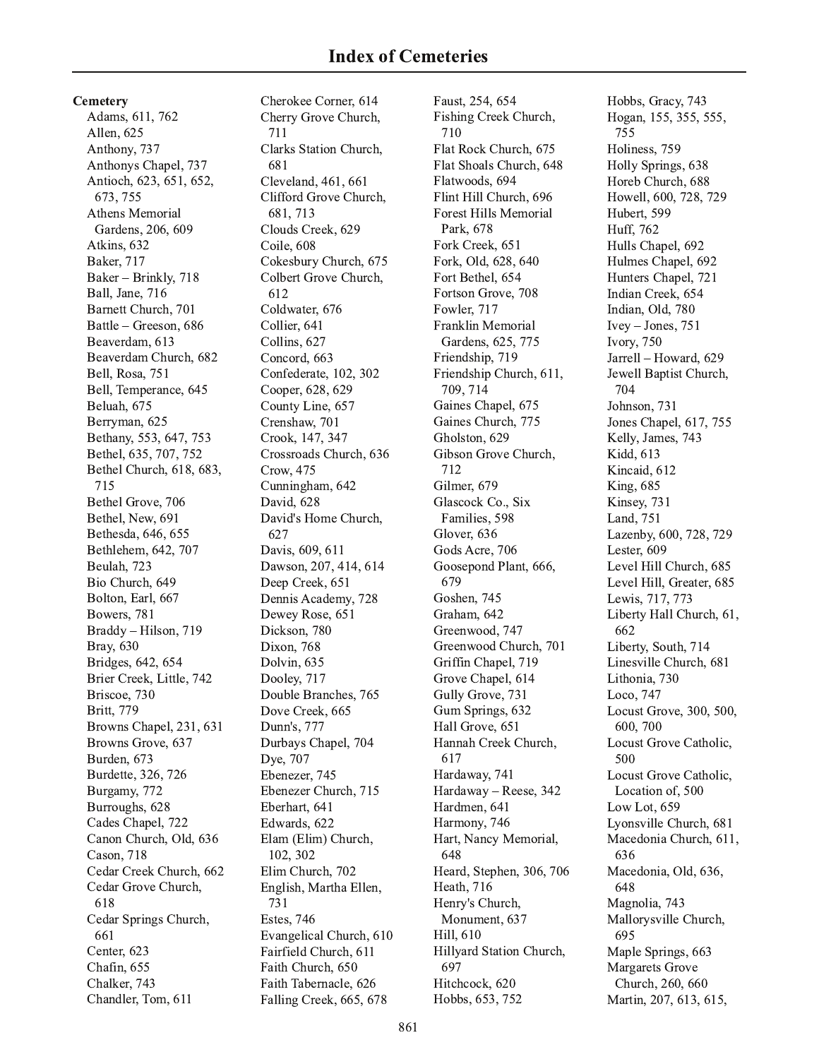# Index of Cemeteries

**Cemetery**

- Adams, 611, 762
- Allen, 625
- Anthony, 737
- Anthonys Chapel, 737
- Antioch, 623, 651, 652, 673, 755
- Athens Memorial Gardens, 206, 609
- Atkins, 632
- Baker, 717
- Baker – Brinkly, 718
- Ball, Jane, 716
- Barnett Church, 701
- Battle – Greeson, 686
- Beaverdam, 613
- Beaverdam Church, 682
- Bell, Rosa, 751
- Bell, Temperance, 645
- Beluah, 675
- Berryman, 625
- Bethany, 553, 647, 753
- Bethel, 635, 707, 752
- Bethel Church, 618, 683, 715
- Bethel Grove, 706
- Bethel, New, 691
- Bethesda, 646, 655
- Bethlehem, 642, 707
- Beulah, 723
- Bio Church, 649
- Bolton, Earl, 667
- Bowers, 781
- Braddy – Hilson, 719
- Bray, 630
- Bridges, 642, 654
- Brier Creek, Little, 742
- Briscoe, 730
- Britt, 779
- Browns Chapel, 231, 631
- Browns Grove, 637
- Burden, 673
- Burdette, 326, 726
- Burgamy, 772
- Burroughs, 628
- Cades Chapel, 722
- Canon Church, Old, 636
- Cason, 718
- Cedar Creek Church, 662
- Cedar Grove Church, 618
- Cedar Springs Church, 661
- Center, 623
- Chafin, 655
- Chalker, 743
- Chandler, Tom, 611
- Cherokee Corner, 614
- Cherry Grove Church, 711
- Clarks Station Church, 681
- Cleveland, 461, 661
- Clifford Grove Church, 681, 713
- Clouds Creek, 629
- Coile, 608
- Cokesbury Church, 675
- Colbert Grove Church, 612
- Coldwater, 676
- Collier, 641
- Collins, 627
- Concord, 663
- Confederate, 102, 302
- Cooper, 628, 629
- County Line, 657
- Crenshaw, 701
- Crook, 147, 347
- Crossroads Church, 636
- Crow, 475
- Cunningham, 642
- David, 628
- David's Home Church, 627
- Davis, 609, 611
- Dawson, 207, 414, 614
- Deep Creek, 651
- Dennis Academy, 728
- Dewey Rose, 651
- Dickson, 780
- Dixon, 768
- Dolvin, 635
- Dooley, 717
- Double Branches, 765
- Dove Creek, 665
- Dunn's, 777
- Durbays Chapel, 704
- Dye, 707
- Ebenezer, 745
- Ebenezer Church, 715
- Eberhart, 641
- Edwards, 622
- Elam (Elim) Church, 102, 302
- Elim Church, 702
- English, Martha Ellen, 731
- Estes, 746
- Evangelical Church, 610
- Fairfield Church, 611
- Faith Church, 650
- Faith Tabernacle, 626
- Falling Creek, 665, 678
- Faust, 254, 654
- Fishing Creek Church, 710
- Flat Rock Church, 675
- Flat Shoals Church, 648
- Flatwoods, 694
- Flint Hill Church, 696
- Forest Hills Memorial Park, 678
- Fork Creek, 651
- Fork, Old, 628, 640
- Fort Bethel, 654
- Fortson Grove, 708
- Fowler, 717
- Franklin Memorial Gardens, 625, 775
- Friendship, 719
- Friendship Church, 611, 709, 714
- Gaines Chapel, 675
- Gaines Church, 775
- Gholston, 629
- Gibson Grove Church, 712
- Gilmer, 679
- Glascock Co., Six Families, 598
- Glover, 636
- Gods Acre, 706
- Goosepond Plant, 666, 679
- Goshen, 745
- Graham, 642
- Greenwood, 747
- Greenwood Church, 701
- Griffin Chapel, 719
- Grove Chapel, 614
- Gully Grove, 731
- Gum Springs, 632
- Hall Grove, 651
- Hannah Creek Church, 617
- Hardaway, 741
- Hardaway – Reese, 342
- Hardmen, 641
- Harmony, 746
- Hart, Nancy Memorial, 648
- Heard, Stephen, 306, 706
- Heath, 716
- Henry's Church, Monument, 637
- Hill, 610
- Hillyard Station Church, 697
- Hitchcock, 620
- Hobbs, 653, 752
- Hobbs, Gracy, 743
- Hogan, 155, 355, 555, 755
- Holiness, 759
- Holly Springs, 638
- Horeb Church, 688
- Howell, 600, 728, 729
- Hubert, 599
- Huff, 762
- Hulls Chapel, 692
- Hulmes Chapel, 692
- Hunters Chapel, 721
- Indian Creek, 654
- Indian, Old, 780
- Ivey – Jones, 751
- Ivory, 750
- Jarrell – Howard, 629
- Jewell Baptist Church, 704
- Johnson, 731
- Jones Chapel, 617, 755
- Kelly, James, 743
- Kidd, 613
- Kincaid, 612
- King, 685
- Kinsey, 731
- Land, 751
- Lazenby, 600, 728, 729
- Lester, 609
- Level Hill Church, 685
- Level Hill, Greater, 685
- Lewis, 717, 773
- Liberty Hall Church, 61, 662
- Liberty, South, 714
- Linesville Church, 681
- Lithonia, 730
- Loco, 747
- Locust Grove, 300, 500, 600, 700
- Locust Grove Catholic, 500
- Locust Grove Catholic, Location of, 500
- Low Lot, 659
- Lyonsville Church, 681
- Macedonia Church, 611, 636
- Macedonia, Old, 636, 648
- Magnolia, 743
- Mallorysville Church, 695
- Maple Springs, 663
- Margarets Grove Church, 260, 660
- Martin, 207, 613, 615,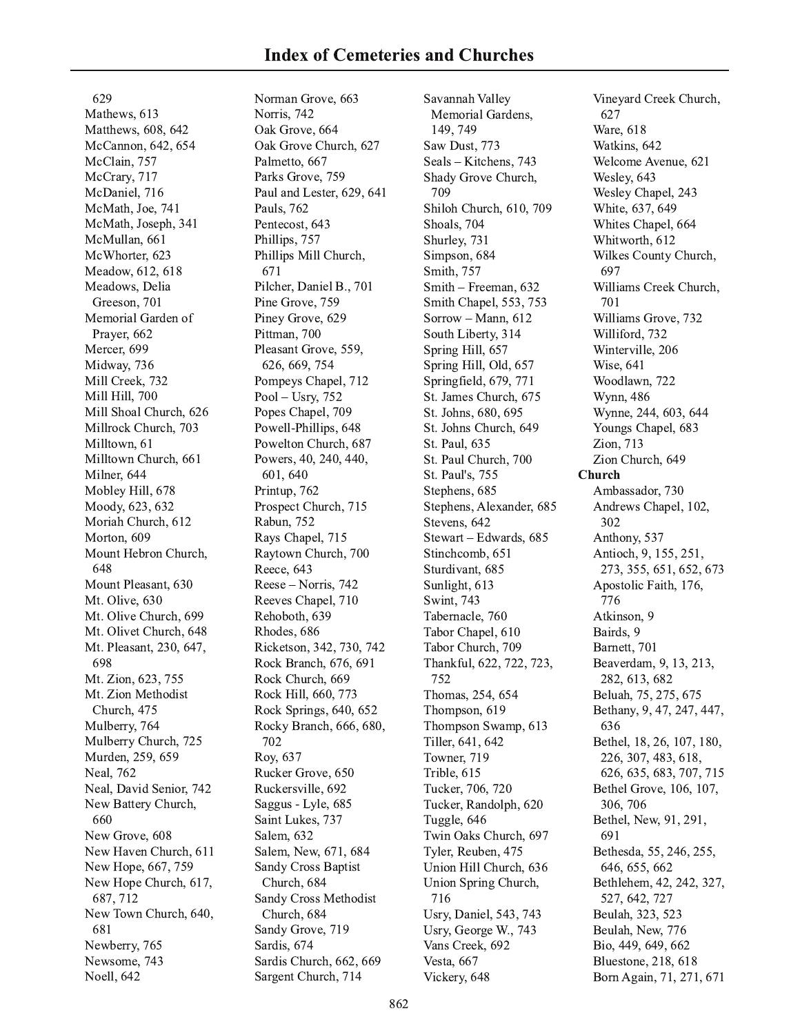# Index of Cemeteries and Churches

629
Mathews, 613
Matthews, 608, 642
McCannon, 642, 654
McClain, 757
McCrary, 717
McDaniel, 716
McMath, Joe, 741
McMath, Joseph, 341
McMullan, 661
McWhorter, 623
Meadow, 612, 618
Meadows, Delia Greeson, 701
Memorial Garden of Prayer, 662
Mercer, 699
Midway, 736
Mill Creek, 732
Mill Hill, 700
Mill Shoal Church, 626
Millrock Church, 703
Milltown, 61
Milltown Church, 661
Milner, 644
Mobley Hill, 678
Moody, 623, 632
Moriah Church, 612
Morton, 609
Mount Hebron Church, 648
Mount Pleasant, 630
Mt. Olive, 630
Mt. Olive Church, 699
Mt. Olivet Church, 648
Mt. Pleasant, 230, 647, 698
Mt. Zion, 623, 755
Mt. Zion Methodist Church, 475
Mulberry, 764
Mulberry Church, 725
Murden, 259, 659
Neal, 762
Neal, David Senior, 742
New Battery Church, 660
New Grove, 608
New Haven Church, 611
New Hope, 667, 759
New Hope Church, 617, 687, 712
New Town Church, 640, 681
Newberry, 765
Newsome, 743
Noell, 642
Norman Grove, 663
Norris, 742
Oak Grove, 664
Oak Grove Church, 627
Palmetto, 667
Parks Grove, 759
Paul and Lester, 629, 641
Pauls, 762
Pentecost, 643
Phillips, 757
Phillips Mill Church, 671
Pilcher, Daniel B., 701
Pine Grove, 759
Piney Grove, 629
Pittman, 700
Pleasant Grove, 559, 626, 669, 754
Pompeys Chapel, 712
Pool – Usry, 752
Popes Chapel, 709
Powell-Phillips, 648
Powelton Church, 687
Powers, 40, 240, 440, 601, 640
Printup, 762
Prospect Church, 715
Rabun, 752
Rays Chapel, 715
Raytown Church, 700
Reece, 643
Reese – Norris, 742
Reeves Chapel, 710
Rehoboth, 639
Rhodes, 686
Ricketson, 342, 730, 742
Rock Branch, 676, 691
Rock Church, 669
Rock Hill, 660, 773
Rock Springs, 640, 652
Rocky Branch, 666, 680, 702
Roy, 637
Rucker Grove, 650
Ruckersville, 692
Saggus - Lyle, 685
Saint Lukes, 737
Salem, 632
Salem, New, 671, 684
Sandy Cross Baptist Church, 684
Sandy Cross Methodist Church, 684
Sandy Grove, 719
Sardis, 674
Sardis Church, 662, 669
Sargent Church, 714
Savannah Valley Memorial Gardens, 149, 749
Saw Dust, 773
Seals – Kitchens, 743
Shady Grove Church, 709
Shiloh Church, 610, 709
Shoals, 704
Shurley, 731
Simpson, 684
Smith, 757
Smith – Freeman, 632
Smith Chapel, 553, 753
Sorrow – Mann, 612
South Liberty, 314
Spring Hill, 657
Spring Hill, Old, 657
Springfield, 679, 771
St. James Church, 675
St. Johns, 680, 695
St. Johns Church, 649
St. Paul, 635
St. Paul Church, 700
St. Paul's, 755
Stephens, 685
Stephens, Alexander, 685
Stevens, 642
Stewart – Edwards, 685
Stinchcomb, 651
Sturdivant, 685
Sunlight, 613
Swint, 743
Tabernacle, 760
Tabor Chapel, 610
Tabor Church, 709
Thankful, 622, 722, 723, 752
Thomas, 254, 654
Thompson, 619
Thompson Swamp, 613
Tiller, 641, 642
Towner, 719
Trible, 615
Tucker, 706, 720
Tucker, Randolph, 620
Tuggle, 646
Twin Oaks Church, 697
Tyler, Reuben, 475
Union Hill Church, 636
Union Spring Church, 716
Usry, Daniel, 543, 743
Usry, George W., 743
Vans Creek, 692
Vesta, 667
Vickery, 648
Vineyard Creek Church, 627
Ware, 618
Watkins, 642
Welcome Avenue, 621
Wesley, 643
Wesley Chapel, 243
White, 637, 649
Whites Chapel, 664
Whitworth, 612
Wilkes County Church, 697
Williams Creek Church, 701
Williams Grove, 732
Williford, 732
Winterville, 206
Wise, 641
Woodlawn, 722
Wynn, 486
Wynne, 244, 603, 644
Youngs Chapel, 683
Zion, 713
Zion Church, 649

**Church**

Ambassador, 730
Andrews Chapel, 102, 302
Anthony, 537
Antioch, 9, 155, 251, 273, 355, 651, 652, 673
Apostolic Faith, 176, 776
Atkinson, 9
Bairds, 9
Barnett, 701
Beaverdam, 9, 13, 213, 282, 613, 682
Beluah, 75, 275, 675
Bethany, 9, 47, 247, 447, 636
Bethel, 18, 26, 107, 180, 226, 307, 483, 618, 626, 635, 683, 707, 715
Bethel Grove, 106, 107, 306, 706
Bethel, New, 91, 291, 691
Bethesda, 55, 246, 255, 646, 655, 662
Bethlehem, 42, 242, 327, 527, 642, 727
Beulah, 323, 523
Beulah, New, 776
Bio, 449, 649, 662
Bluestone, 218, 618
Born Again, 71, 271, 671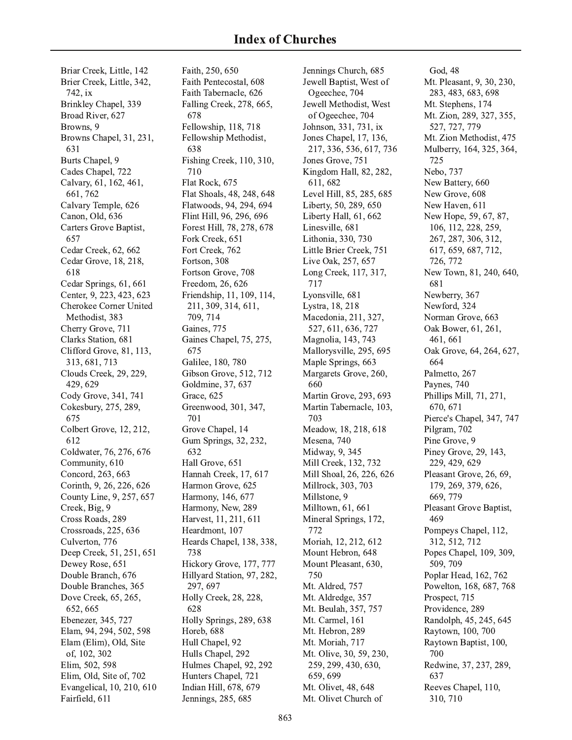# Index of Churches

Briar Creek, Little, 142
Brier Creek, Little, 342, 742, ix
Brinkley Chapel, 339
Broad River, 627
Browns, 9
Browns Chapel, 31, 231, 631
Burts Chapel, 9
Cades Chapel, 722
Calvary, 61, 162, 461, 661, 762
Calvary Temple, 626
Canon, Old, 636
Carters Grove Baptist, 657
Cedar Creek, 62, 662
Cedar Grove, 18, 218, 618
Cedar Springs, 61, 661
Center, 9, 223, 423, 623
Cherokee Corner United Methodist, 383
Cherry Grove, 711
Clarks Station, 681
Clifford Grove, 81, 113, 313, 681, 713
Clouds Creek, 29, 229, 429, 629
Cody Grove, 341, 741
Cokesbury, 275, 289, 675
Colbert Grove, 12, 212, 612
Coldwater, 76, 276, 676
Community, 610
Concord, 263, 663
Corinth, 9, 26, 226, 626
County Line, 9, 257, 657
Creek, Big, 9
Cross Roads, 289
Crossroads, 225, 636
Culverton, 776
Deep Creek, 51, 251, 651
Dewey Rose, 651
Double Branch, 676
Double Branches, 365
Dove Creek, 65, 265, 652, 665
Ebenezer, 345, 727
Elam, 94, 294, 502, 598
Elam (Elim), Old, Site of, 102, 302
Elim, 502, 598
Elim, Old, Site of, 702
Evangelical, 10, 210, 610
Fairfield, 611
Faith, 250, 650
Faith Pentecostal, 608
Faith Tabernacle, 626
Falling Creek, 278, 665, 678
Fellowship, 118, 718
Fellowship Methodist, 638
Fishing Creek, 110, 310, 710
Flat Rock, 675
Flat Shoals, 48, 248, 648
Flatwoods, 94, 294, 694
Flint Hill, 96, 296, 696
Forest Hill, 78, 278, 678
Fork Creek, 651
Fort Creek, 762
Fortson, 308
Fortson Grove, 708
Freedom, 26, 626
Friendship, 11, 109, 114, 211, 309, 314, 611, 709, 714
Gaines, 775
Gaines Chapel, 75, 275, 675
Galilee, 180, 780
Gibson Grove, 512, 712
Goldmine, 37, 637
Grace, 625
Greenwood, 301, 347, 701
Grove Chapel, 14
Gum Springs, 32, 232, 632
Hall Grove, 651
Hannah Creek, 17, 617
Harmon Grove, 625
Harmony, 146, 677
Harmony, New, 289
Harvest, 11, 211, 611
Heardmont, 107
Heards Chapel, 138, 338, 738
Hickory Grove, 177, 777
Hillyard Station, 97, 282, 297, 697
Holly Creek, 28, 228, 628
Holly Springs, 289, 638
Horeb, 688
Hull Chapel, 92
Hulls Chapel, 292
Hulmes Chapel, 92, 292
Hunters Chapel, 721
Indian Hill, 678, 679
Jennings, 285, 685
Jennings Church, 685
Jewell Baptist, West of Ogeechee, 704
Jewell Methodist, West of Ogeechee, 704
Johnson, 331, 731, ix
Jones Chapel, 17, 136, 217, 336, 536, 617, 736
Jones Grove, 751
Kingdom Hall, 82, 282, 611, 682
Level Hill, 85, 285, 685
Liberty, 50, 289, 650
Liberty Hall, 61, 662
Linesville, 681
Lithonia, 330, 730
Little Brier Creek, 751
Live Oak, 257, 657
Long Creek, 117, 317, 717
Lyonsville, 681
Lystra, 18, 218
Macedonia, 211, 327, 527, 611, 636, 727
Magnolia, 143, 743
Mallorysville, 295, 695
Maple Springs, 663
Margarets Grove, 260, 660
Martin Grove, 293, 693
Martin Tabernacle, 103, 703
Meadow, 18, 218, 618
Mesena, 740
Midway, 9, 345
Mill Creek, 132, 732
Mill Shoal, 26, 226, 626
Millrock, 303, 703
Millstone, 9
Milltown, 61, 661
Mineral Springs, 172, 772
Moriah, 12, 212, 612
Mount Hebron, 648
Mount Pleasant, 630, 750
Mt. Aldred, 757
Mt. Aldredge, 357
Mt. Beulah, 357, 757
Mt. Carmel, 161
Mt. Hebron, 289
Mt. Moriah, 717
Mt. Olive, 30, 59, 230, 259, 299, 430, 630, 659, 699
Mt. Olivet, 48, 648
Mt. Olivet Church of God, 48
Mt. Pleasant, 9, 30, 230, 283, 483, 683, 698
Mt. Stephens, 174
Mt. Zion, 289, 327, 355, 527, 727, 779
Mt. Zion Methodist, 475
Mulberry, 164, 325, 364, 725
Nebo, 737
New Battery, 660
New Grove, 608
New Haven, 611
New Hope, 59, 67, 87, 106, 112, 228, 259, 267, 287, 306, 312, 617, 659, 687, 712, 726, 772
New Town, 81, 240, 640, 681
Newberry, 367
Newford, 324
Norman Grove, 663
Oak Bower, 61, 261, 461, 661
Oak Grove, 64, 264, 627, 664
Palmetto, 267
Paynes, 740
Phillips Mill, 71, 271, 670, 671
Pierce's Chapel, 347, 747
Pilgram, 702
Pine Grove, 9
Piney Grove, 29, 143, 229, 429, 629
Pleasant Grove, 26, 69, 179, 269, 379, 626, 669, 779
Pleasant Grove Baptist, 469
Pompeys Chapel, 112, 312, 512, 712
Popes Chapel, 109, 309, 509, 709
Poplar Head, 162, 762
Powelton, 168, 687, 768
Prospect, 715
Providence, 289
Randolph, 45, 245, 645
Raytown, 100, 700
Raytown Baptist, 100, 700
Redwine, 37, 237, 289, 637
Reeves Chapel, 110, 310, 710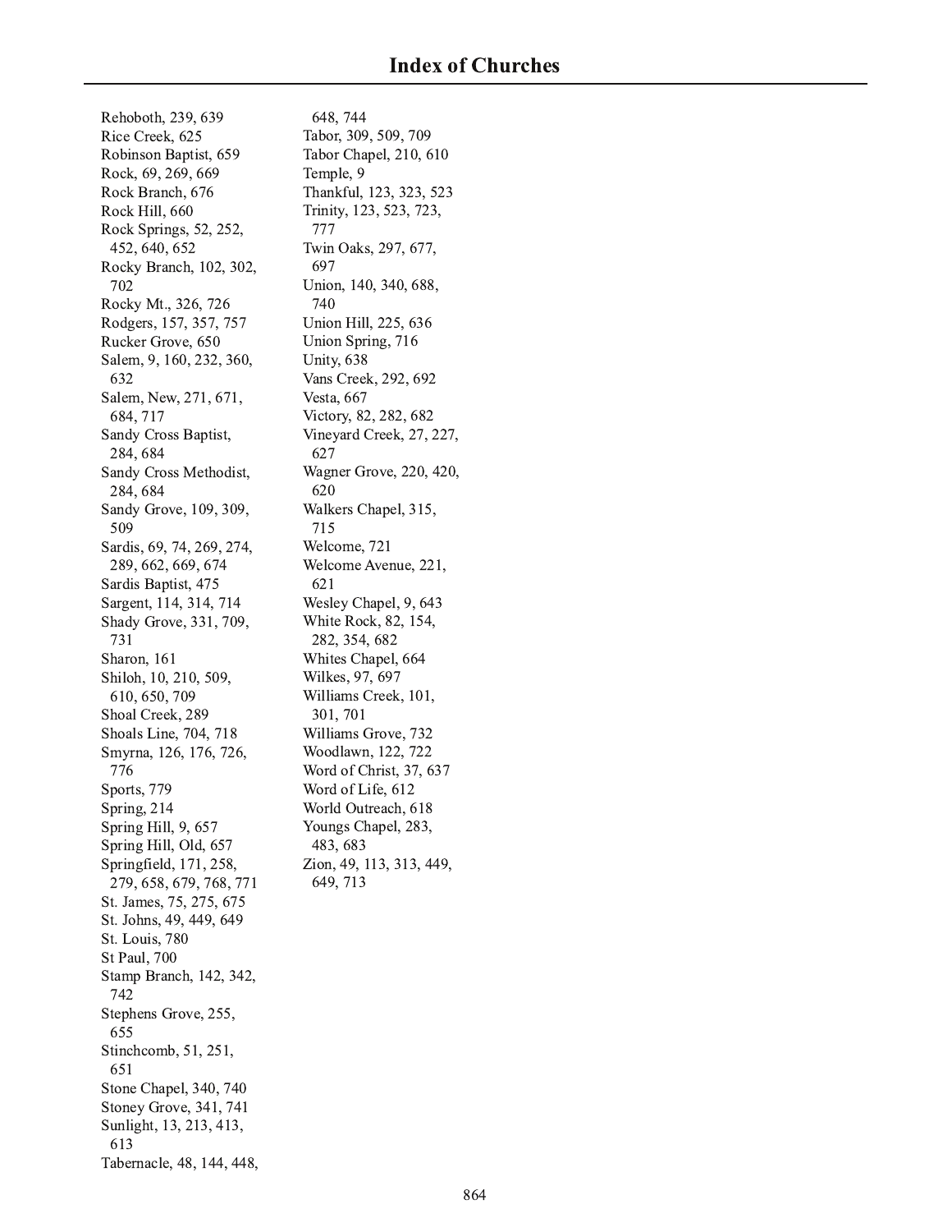# Index of Churches

Rehoboth, 239, 639
Rice Creek, 625
Robinson Baptist, 659
Rock, 69, 269, 669
Rock Branch, 676
Rock Hill, 660
Rock Springs, 52, 252, 452, 640, 652
Rocky Branch, 102, 302, 702
Rocky Mt., 326, 726
Rodgers, 157, 357, 757
Rucker Grove, 650
Salem, 9, 160, 232, 360, 632
Salem, New, 271, 671, 684, 717
Sandy Cross Baptist, 284, 684
Sandy Cross Methodist, 284, 684
Sandy Grove, 109, 309, 509
Sardis, 69, 74, 269, 274, 289, 662, 669, 674
Sardis Baptist, 475
Sargent, 114, 314, 714
Shady Grove, 331, 709, 731
Sharon, 161
Shiloh, 10, 210, 509, 610, 650, 709
Shoal Creek, 289
Shoals Line, 704, 718
Smyrna, 126, 176, 726, 776
Sports, 779
Spring, 214
Spring Hill, 9, 657
Spring Hill, Old, 657
Springfield, 171, 258, 279, 658, 679, 768, 771
St. James, 75, 275, 675
St. Johns, 49, 449, 649
St. Louis, 780
St Paul, 700
Stamp Branch, 142, 342, 742
Stephens Grove, 255, 655
Stinchcomb, 51, 251, 651
Stone Chapel, 340, 740
Stoney Grove, 341, 741
Sunlight, 13, 213, 413, 613
Tabernacle, 48, 144, 448, 648, 744
Tabor, 309, 509, 709
Tabor Chapel, 210, 610
Temple, 9
Thankful, 123, 323, 523
Trinity, 123, 523, 723, 777
Twin Oaks, 297, 677, 697
Union, 140, 340, 688, 740
Union Hill, 225, 636
Union Spring, 716
Unity, 638
Vans Creek, 292, 692
Vesta, 667
Victory, 82, 282, 682
Vineyard Creek, 27, 227, 627
Wagner Grove, 220, 420, 620
Walkers Chapel, 315, 715
Welcome, 721
Welcome Avenue, 221, 621
Wesley Chapel, 9, 643
White Rock, 82, 154, 282, 354, 682
Whites Chapel, 664
Wilkes, 97, 697
Williams Creek, 101, 301, 701
Williams Grove, 732
Woodlawn, 122, 722
Word of Christ, 37, 637
Word of Life, 612
World Outreach, 618
Youngs Chapel, 283, 483, 683
Zion, 49, 113, 313, 449, 649, 713